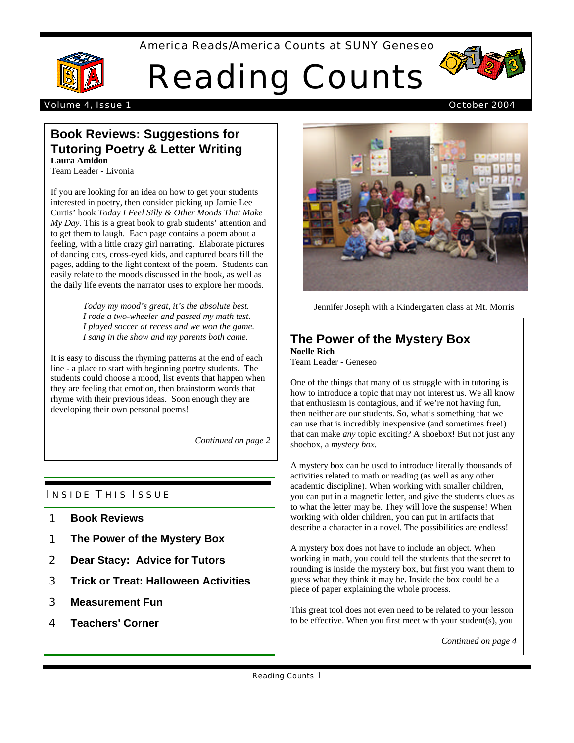America Reads/America Counts at SUNY Geneseo

# Reading Counts

Volume 4, Issue 1 — October 2004

## Book Reviews: Suggestions for Tutoring Poetry & Letter Writing

**Laura Amidon**
Team Leader - Livonia

If you are looking for an idea on how to get your students interested in poetry, then consider picking up Jamie Lee Curtis' book *Today I Feel Silly & Other Moods That Make My Day*. This is a great book to grab students' attention and to get them to laugh. Each page contains a poem about a feeling, with a little crazy girl narrating. Elaborate pictures of dancing cats, cross-eyed kids, and captured bears fill the pages, adding to the light context of the poem. Students can easily relate to the moods discussed in the book, as well as the daily life events the narrator uses to explore her moods.

> *Today my mood's great, it's the absolute best.*
> *I rode a two-wheeler and passed my math test.*
> *I played soccer at recess and we won the game.*
> *I sang in the show and my parents both came.*

It is easy to discuss the rhyming patterns at the end of each line - a place to start with beginning poetry students. The students could choose a mood, list events that happen when they are feeling that emotion, then brainstorm words that rhyme with their previous ideas. Soon enough they are developing their own personal poems!

*Continued on page 2*

### Inside This Issue

1. **Book Reviews** — 1
2. **The Power of the Mystery Box** — 1
3. **Dear Stacy: Advice for Tutors** — 2
4. **Trick or Treat: Halloween Activities** — 3
5. **Measurement Fun** — 3
6. **Teachers' Corner** — 4

Jennifer Joseph with a Kindergarten class at Mt. Morris

## The Power of the Mystery Box

**Noelle Rich**
Team Leader - Geneseo

One of the things that many of us struggle with in tutoring is how to introduce a topic that may not interest us. We all know that enthusiasm is contagious, and if we're not having fun, then neither are our students. So, what's something that we can use that is incredibly inexpensive (and sometimes free!) that can make *any* topic exciting? A shoebox! But not just any shoebox, a *mystery box.*

A mystery box can be used to introduce literally thousands of activities related to math or reading (as well as any other academic discipline). When working with smaller children, you can put in a magnetic letter, and give the students clues as to what the letter may be. They will love the suspense! When working with older children, you can put in artifacts that describe a character in a novel. The possibilities are endless!

A mystery box does not have to include an object. When working in math, you could tell the students that the secret to rounding is inside the mystery box, but first you want them to guess what they think it may be. Inside the box could be a piece of paper explaining the whole process.

This great tool does not even need to be related to your lesson to be effective. When you first meet with your student(s), you

*Continued on page 4*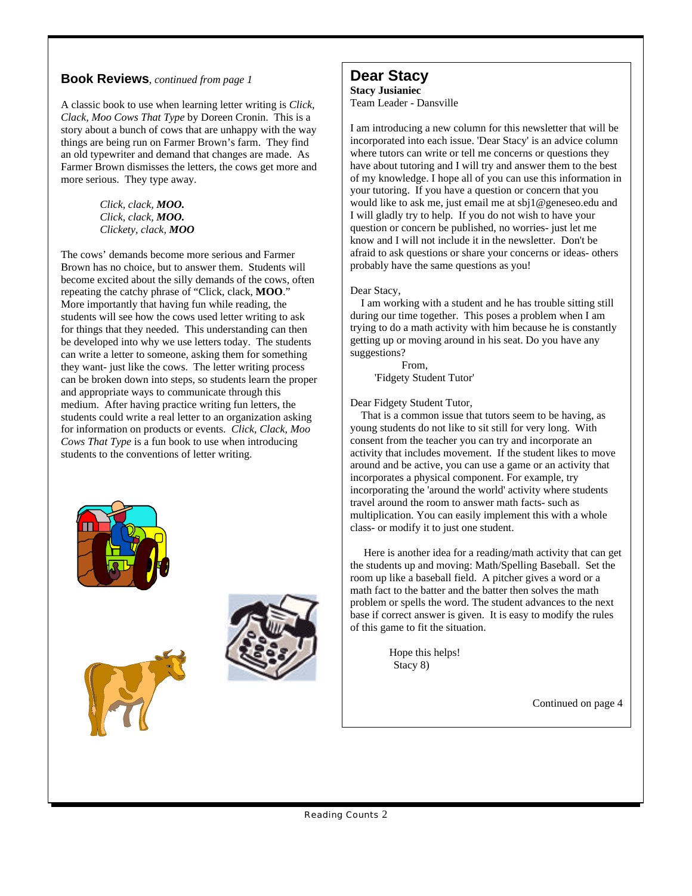## Book Reviews, *continued from page 1*

A classic book to use when learning letter writing is *Click, Clack, Moo Cows That Type* by Doreen Cronin. This is a story about a bunch of cows that are unhappy with the way things are being run on Farmer Brown's farm. They find an old typewriter and demand that changes are made. As Farmer Brown dismisses the letters, the cows get more and more serious. They type away.

> *Click, clack, **MOO.***
> *Click, clack, **MOO.***
> *Clickety, clack, **MOO***

The cows' demands become more serious and Farmer Brown has no choice, but to answer them. Students will become excited about the silly demands of the cows, often repeating the catchy phrase of "Click, clack, **MOO**." More importantly that having fun while reading, the students will see how the cows used letter writing to ask for things that they needed. This understanding can then be developed into why we use letters today. The students can write a letter to someone, asking them for something they want- just like the cows. The letter writing process can be broken down into steps, so students learn the proper and appropriate ways to communicate through this medium. After having practice writing fun letters, the students could write a real letter to an organization asking for information on products or events. *Click, Clack, Moo Cows That Type* is a fun book to use when introducing students to the conventions of letter writing.

## Dear Stacy

**Stacy Jusianiec**
Team Leader - Dansville

I am introducing a new column for this newsletter that will be incorporated into each issue. 'Dear Stacy' is an advice column where tutors can write or tell me concerns or questions they have about tutoring and I will try and answer them to the best of my knowledge. I hope all of you can use this information in your tutoring. If you have a question or concern that you would like to ask me, just email me at sbj1@geneseo.edu and I will gladly try to help. If you do not wish to have your question or concern be published, no worries- just let me know and I will not include it in the newsletter. Don't be afraid to ask questions or share your concerns or ideas- others probably have the same questions as you!

Dear Stacy,

I am working with a student and he has trouble sitting still during our time together. This poses a problem when I am trying to do a math activity with him because he is constantly getting up or moving around in his seat. Do you have any suggestions?

From,
'Fidgety Student Tutor'

Dear Fidgety Student Tutor,

That is a common issue that tutors seem to be having, as young students do not like to sit still for very long. With consent from the teacher you can try and incorporate an activity that includes movement. If the student likes to move around and be active, you can use a game or an activity that incorporates a physical component. For example, try incorporating the 'around the world' activity where students travel around the room to answer math facts- such as multiplication. You can easily implement this with a whole class- or modify it to just one student.

Here is another idea for a reading/math activity that can get the students up and moving: Math/Spelling Baseball. Set the room up like a baseball field. A pitcher gives a word or a math fact to the batter and the batter then solves the math problem or spells the word. The student advances to the next base if correct answer is given. It is easy to modify the rules of this game to fit the situation.

Hope this helps!
Stacy 8)

Continued on page 4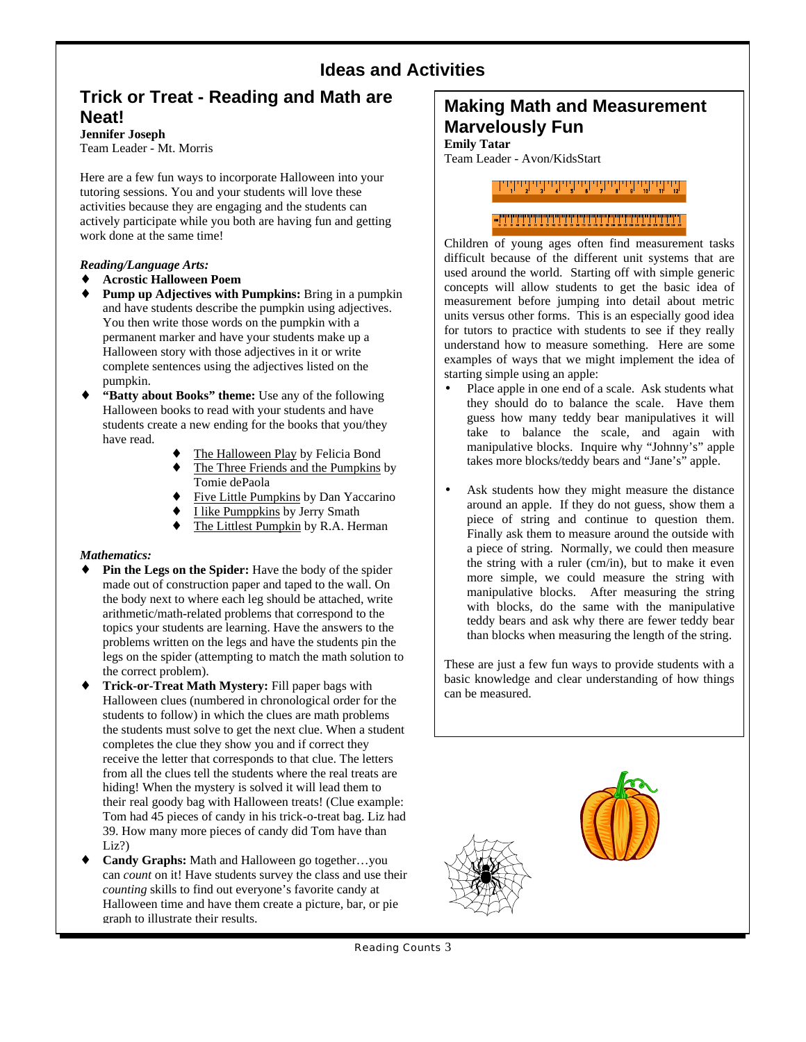# Ideas and Activities

## Trick or Treat - Reading and Math are Neat!

**Jennifer Joseph**
Team Leader - Mt. Morris

Here are a few fun ways to incorporate Halloween into your tutoring sessions. You and your students will love these activities because they are engaging and the students can actively participate while you both are having fun and getting work done at the same time!

*Reading/Language Arts:*

- **Acrostic Halloween Poem**
- **Pump up Adjectives with Pumpkins:** Bring in a pumpkin and have students describe the pumpkin using adjectives. You then write those words on the pumpkin with a permanent marker and have your students make up a Halloween story with those adjectives in it or write complete sentences using the adjectives listed on the pumpkin.
- **"Batty about Books" theme:** Use any of the following Halloween books to read with your students and have students create a new ending for the books that you/they have read.
  - The Halloween Play by Felicia Bond
  - The Three Friends and the Pumpkins by Tomie dePaola
  - Five Little Pumpkins by Dan Yaccarino
  - I like Pumppkins by Jerry Smath
  - The Littlest Pumpkin by R.A. Herman

*Mathematics:*

- **Pin the Legs on the Spider:** Have the body of the spider made out of construction paper and taped to the wall. On the body next to where each leg should be attached, write arithmetic/math-related problems that correspond to the topics your students are learning. Have the answers to the problems written on the legs and have the students pin the legs on the spider (attempting to match the math solution to the correct problem).
- **Trick-or-Treat Math Mystery:** Fill paper bags with Halloween clues (numbered in chronological order for the students to follow) in which the clues are math problems the students must solve to get the next clue. When a student completes the clue they show you and if correct they receive the letter that corresponds to that clue. The letters from all the clues tell the students where the real treats are hiding! When the mystery is solved it will lead them to their real goody bag with Halloween treats! (Clue example: Tom had 45 pieces of candy in his trick-o-treat bag. Liz had 39. How many more pieces of candy did Tom have than Liz?)
- **Candy Graphs:** Math and Halloween go together…you can *count* on it! Have students survey the class and use their *counting* skills to find out everyone's favorite candy at Halloween time and have them create a picture, bar, or pie graph to illustrate their results.

## Making Math and Measurement Marvelously Fun

**Emily Tatar**
Team Leader - Avon/KidsStart

Children of young ages often find measurement tasks difficult because of the different unit systems that are used around the world. Starting off with simple generic concepts will allow students to get the basic idea of measurement before jumping into detail about metric units versus other forms. This is an especially good idea for tutors to practice with students to see if they really understand how to measure something. Here are some examples of ways that we might implement the idea of starting simple using an apple:

- Place apple in one end of a scale. Ask students what they should do to balance the scale. Have them guess how many teddy bear manipulatives it will take to balance the scale, and again with manipulative blocks. Inquire why "Johnny's" apple takes more blocks/teddy bears and "Jane's" apple.

- Ask students how they might measure the distance around an apple. If they do not guess, show them a piece of string and continue to question them. Finally ask them to measure around the outside with a piece of string. Normally, we could then measure the string with a ruler (cm/in), but to make it even more simple, we could measure the string with manipulative blocks. After measuring the string with blocks, do the same with the manipulative teddy bears and ask why there are fewer teddy bear than blocks when measuring the length of the string.

These are just a few fun ways to provide students with a basic knowledge and clear understanding of how things can be measured.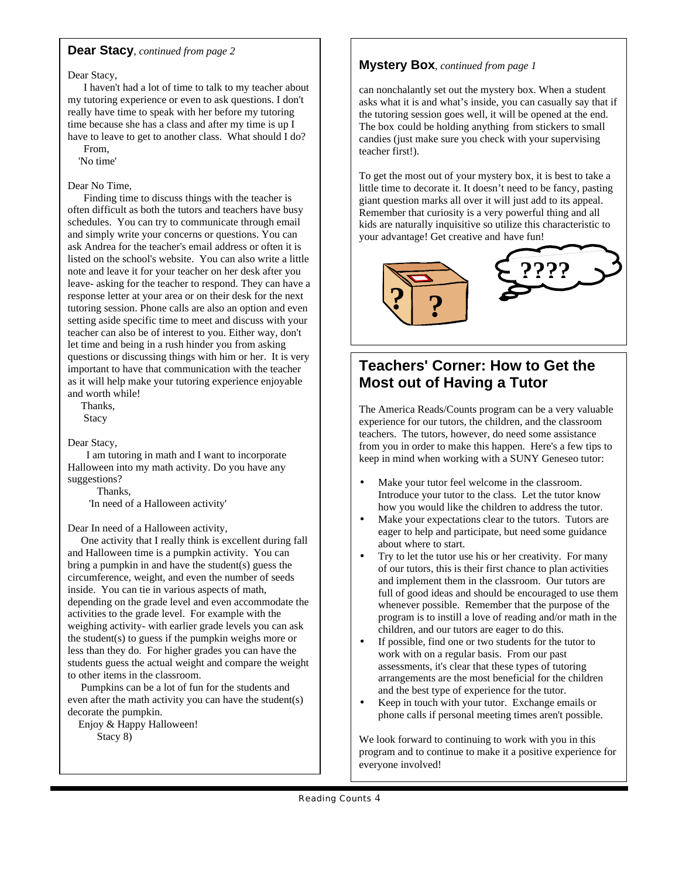## **Dear Stacy**, *continued from page 2*

Dear Stacy,

I haven't had a lot of time to talk to my teacher about my tutoring experience or even to ask questions. I don't really have time to speak with her before my tutoring time because she has a class and after my time is up I have to leave to get to another class. What should I do?

From,
'No time'

Dear No Time,

Finding time to discuss things with the teacher is often difficult as both the tutors and teachers have busy schedules. You can try to communicate through email and simply write your concerns or questions. You can ask Andrea for the teacher's email address or often it is listed on the school's website. You can also write a little note and leave it for your teacher on her desk after you leave- asking for the teacher to respond. They can have a response letter at your area or on their desk for the next tutoring session. Phone calls are also an option and even setting aside specific time to meet and discuss with your teacher can also be of interest to you. Either way, don't let time and being in a rush hinder you from asking questions or discussing things with him or her. It is very important to have that communication with the teacher as it will help make your tutoring experience enjoyable and worth while!

Thanks,
Stacy

Dear Stacy,

I am tutoring in math and I want to incorporate Halloween into my math activity. Do you have any suggestions?

Thanks,
'In need of a Halloween activity'

Dear In need of a Halloween activity,

One activity that I really think is excellent during fall and Halloween time is a pumpkin activity. You can bring a pumpkin in and have the student(s) guess the circumference, weight, and even the number of seeds inside. You can tie in various aspects of math, depending on the grade level and even accommodate the activities to the grade level. For example with the weighing activity- with earlier grade levels you can ask the student(s) to guess if the pumpkin weighs more or less than they do. For higher grades you can have the students guess the actual weight and compare the weight to other items in the classroom.

Pumpkins can be a lot of fun for the students and even after the math activity you can have the student(s) decorate the pumpkin.

Enjoy & Happy Halloween!
Stacy 8)

## **Mystery Box**, *continued from page 1*

can nonchalantly set out the mystery box. When a student asks what it is and what's inside, you can casually say that if the tutoring session goes well, it will be opened at the end. The box could be holding anything from stickers to small candies (just make sure you check with your supervising teacher first!).

To get the most out of your mystery box, it is best to take a little time to decorate it. It doesn't need to be fancy, pasting giant question marks all over it will just add to its appeal. Remember that curiosity is a very powerful thing and all kids are naturally inquisitive so utilize this characteristic to your advantage! Get creative and have fun!

? ?

????

## Teachers' Corner: How to Get the Most out of Having a Tutor

The America Reads/Counts program can be a very valuable experience for our tutors, the children, and the classroom teachers. The tutors, however, do need some assistance from you in order to make this happen. Here's a few tips to keep in mind when working with a SUNY Geneseo tutor:

- Make your tutor feel welcome in the classroom. Introduce your tutor to the class. Let the tutor know how you would like the children to address the tutor.
- Make your expectations clear to the tutors. Tutors are eager to help and participate, but need some guidance about where to start.
- Try to let the tutor use his or her creativity. For many of our tutors, this is their first chance to plan activities and implement them in the classroom. Our tutors are full of good ideas and should be encouraged to use them whenever possible. Remember that the purpose of the program is to instill a love of reading and/or math in the children, and our tutors are eager to do this.
- If possible, find one or two students for the tutor to work with on a regular basis. From our past assessments, it's clear that these types of tutoring arrangements are the most beneficial for the children and the best type of experience for the tutor.
- Keep in touch with your tutor. Exchange emails or phone calls if personal meeting times aren't possible.

We look forward to continuing to work with you in this program and to continue to make it a positive experience for everyone involved!